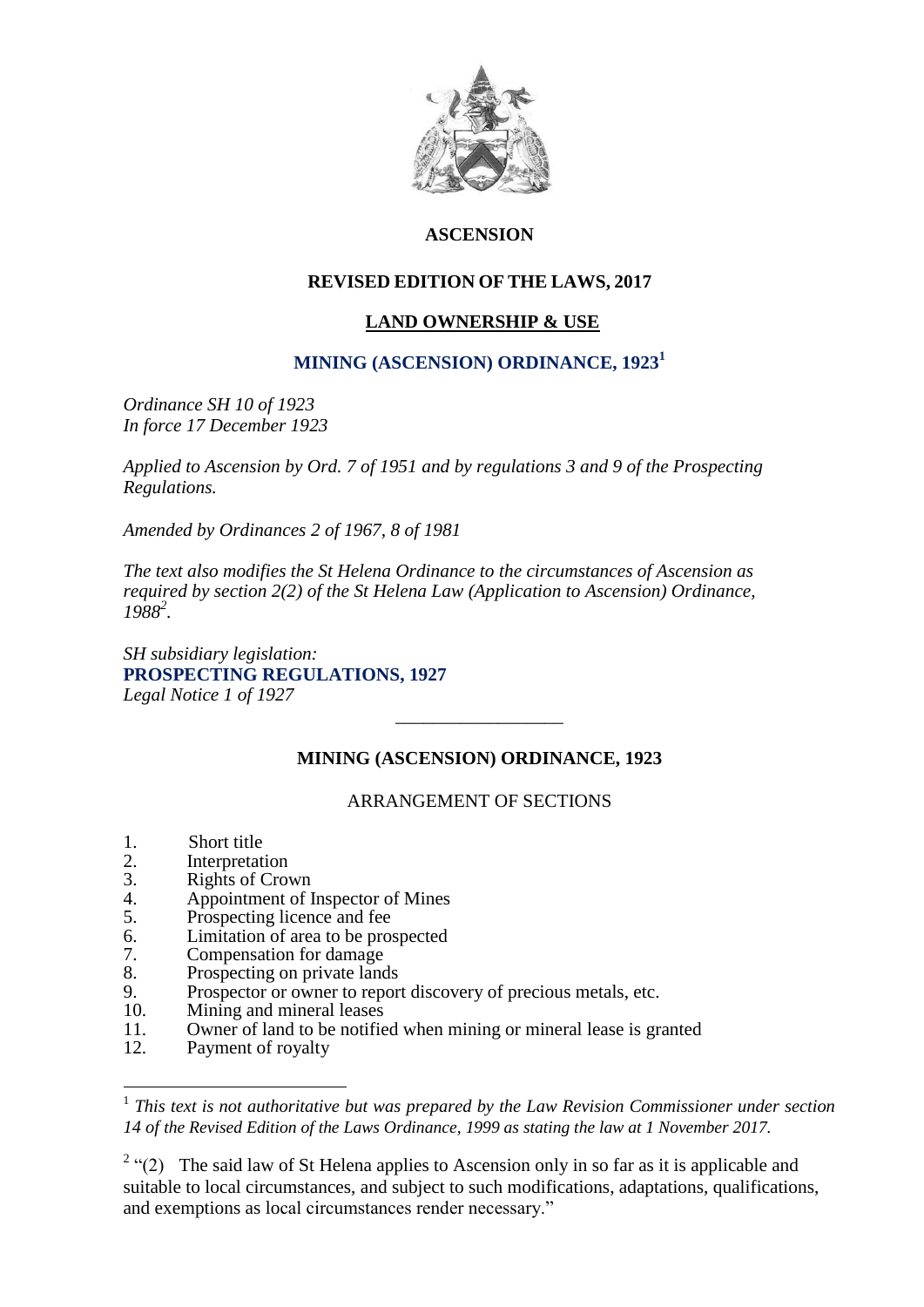# ASCENSION

## REVISED EDITION OF THE LAWS, 2017

## LAND OWNERSHIP & USE

## MINING (ASCENSION) ORDINANCE, 1923[1]

*Ordinance SH 10 of 1923*
*In force 17 December 1923*

*Applied to Ascension by Ord. 7 of 1951 and by regulations 3 and 9 of the Prospecting Regulations.*

*Amended by Ordinances 2 of 1967, 8 of 1981*

*The text also modifies the St Helena Ordinance to the circumstances of Ascension as required by section 2(2) of the St Helena Law (Application to Ascension) Ordinance, 1988[2].*

*SH subsidiary legislation:*
**PROSPECTING REGULATIONS, 1927**
*Legal Notice 1 of 1927*

---

## MINING (ASCENSION) ORDINANCE, 1923

### ARRANGEMENT OF SECTIONS

1. Short title
2. Interpretation
3. Rights of Crown
4. Appointment of Inspector of Mines
5. Prospecting licence and fee
6. Limitation of area to be prospected
7. Compensation for damage
8. Prospecting on private lands
9. Prospector or owner to report discovery of precious metals, etc.
10. Mining and mineral leases
11. Owner of land to be notified when mining or mineral lease is granted
12. Payment of royalty

---

[1] *This text is not authoritative but was prepared by the Law Revision Commissioner under section 14 of the Revised Edition of the Laws Ordinance, 1999 as stating the law at 1 November 2017.*

[2] "(2) The said law of St Helena applies to Ascension only in so far as it is applicable and suitable to local circumstances, and subject to such modifications, adaptations, qualifications, and exemptions as local circumstances render necessary."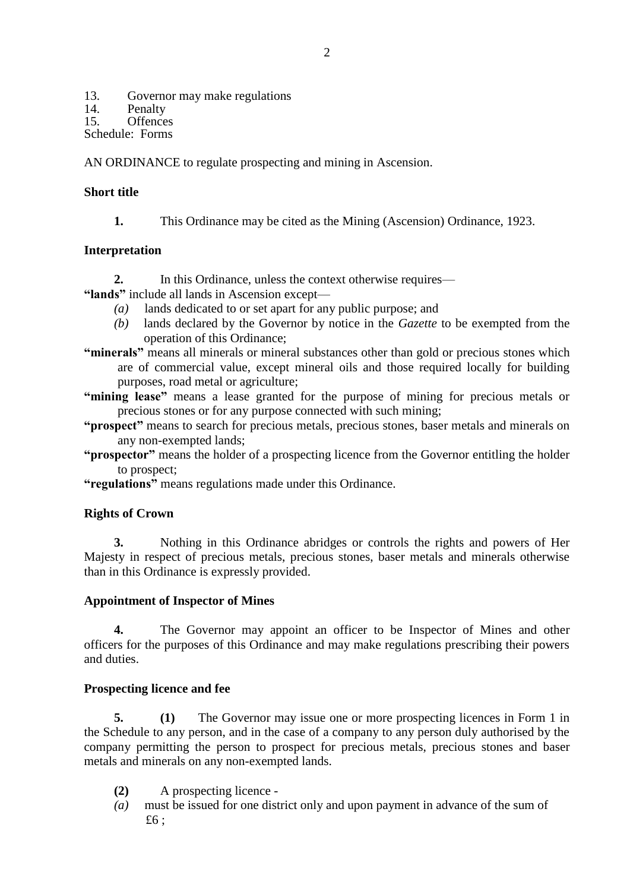13. Governor may make regulations
14. Penalty
15. Offences

Schedule: Forms

AN ORDINANCE to regulate prospecting and mining in Ascension.

**Short title**

**1.** This Ordinance may be cited as the Mining (Ascension) Ordinance, 1923.

**Interpretation**

**2.** In this Ordinance, unless the context otherwise requires—

**"lands"** include all lands in Ascension except—

*(a)* lands dedicated to or set apart for any public purpose; and

*(b)* lands declared by the Governor by notice in the *Gazette* to be exempted from the operation of this Ordinance;

**"minerals"** means all minerals or mineral substances other than gold or precious stones which are of commercial value, except mineral oils and those required locally for building purposes, road metal or agriculture;

**"mining lease"** means a lease granted for the purpose of mining for precious metals or precious stones or for any purpose connected with such mining;

**"prospect"** means to search for precious metals, precious stones, baser metals and minerals on any non-exempted lands;

**"prospector"** means the holder of a prospecting licence from the Governor entitling the holder to prospect;

**"regulations"** means regulations made under this Ordinance.

**Rights of Crown**

**3.** Nothing in this Ordinance abridges or controls the rights and powers of Her Majesty in respect of precious metals, precious stones, baser metals and minerals otherwise than in this Ordinance is expressly provided.

**Appointment of Inspector of Mines**

**4.** The Governor may appoint an officer to be Inspector of Mines and other officers for the purposes of this Ordinance and may make regulations prescribing their powers and duties.

**Prospecting licence and fee**

**5.** **(1)** The Governor may issue one or more prospecting licences in Form 1 in the Schedule to any person, and in the case of a company to any person duly authorised by the company permitting the person to prospect for precious metals, precious stones and baser metals and minerals on any non-exempted lands.

**(2)** A prospecting licence -

*(a)* must be issued for one district only and upon payment in advance of the sum of £6 ;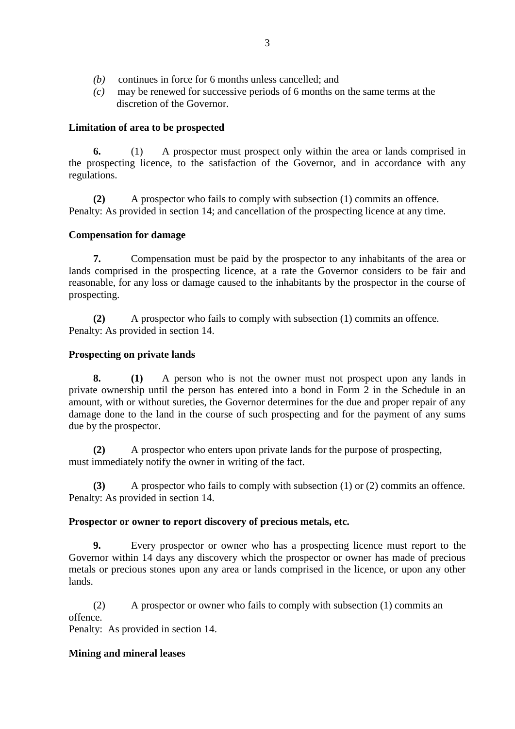*(b)* continues in force for 6 months unless cancelled; and

*(c)* may be renewed for successive periods of 6 months on the same terms at the discretion of the Governor.

**Limitation of area to be prospected**

**6.** (1) A prospector must prospect only within the area or lands comprised in the prospecting licence, to the satisfaction of the Governor, and in accordance with any regulations.

**(2)** A prospector who fails to comply with subsection (1) commits an offence.
Penalty: As provided in section 14; and cancellation of the prospecting licence at any time.

**Compensation for damage**

**7.** Compensation must be paid by the prospector to any inhabitants of the area or lands comprised in the prospecting licence, at a rate the Governor considers to be fair and reasonable, for any loss or damage caused to the inhabitants by the prospector in the course of prospecting.

**(2)** A prospector who fails to comply with subsection (1) commits an offence.
Penalty: As provided in section 14.

**Prospecting on private lands**

**8. (1)** A person who is not the owner must not prospect upon any lands in private ownership until the person has entered into a bond in Form 2 in the Schedule in an amount, with or without sureties, the Governor determines for the due and proper repair of any damage done to the land in the course of such prospecting and for the payment of any sums due by the prospector.

**(2)** A prospector who enters upon private lands for the purpose of prospecting, must immediately notify the owner in writing of the fact.

**(3)** A prospector who fails to comply with subsection (1) or (2) commits an offence.
Penalty: As provided in section 14.

**Prospector or owner to report discovery of precious metals, etc.**

**9.** Every prospector or owner who has a prospecting licence must report to the Governor within 14 days any discovery which the prospector or owner has made of precious metals or precious stones upon any area or lands comprised in the licence, or upon any other lands.

(2) A prospector or owner who fails to comply with subsection (1) commits an offence.
Penalty: As provided in section 14.

**Mining and mineral leases**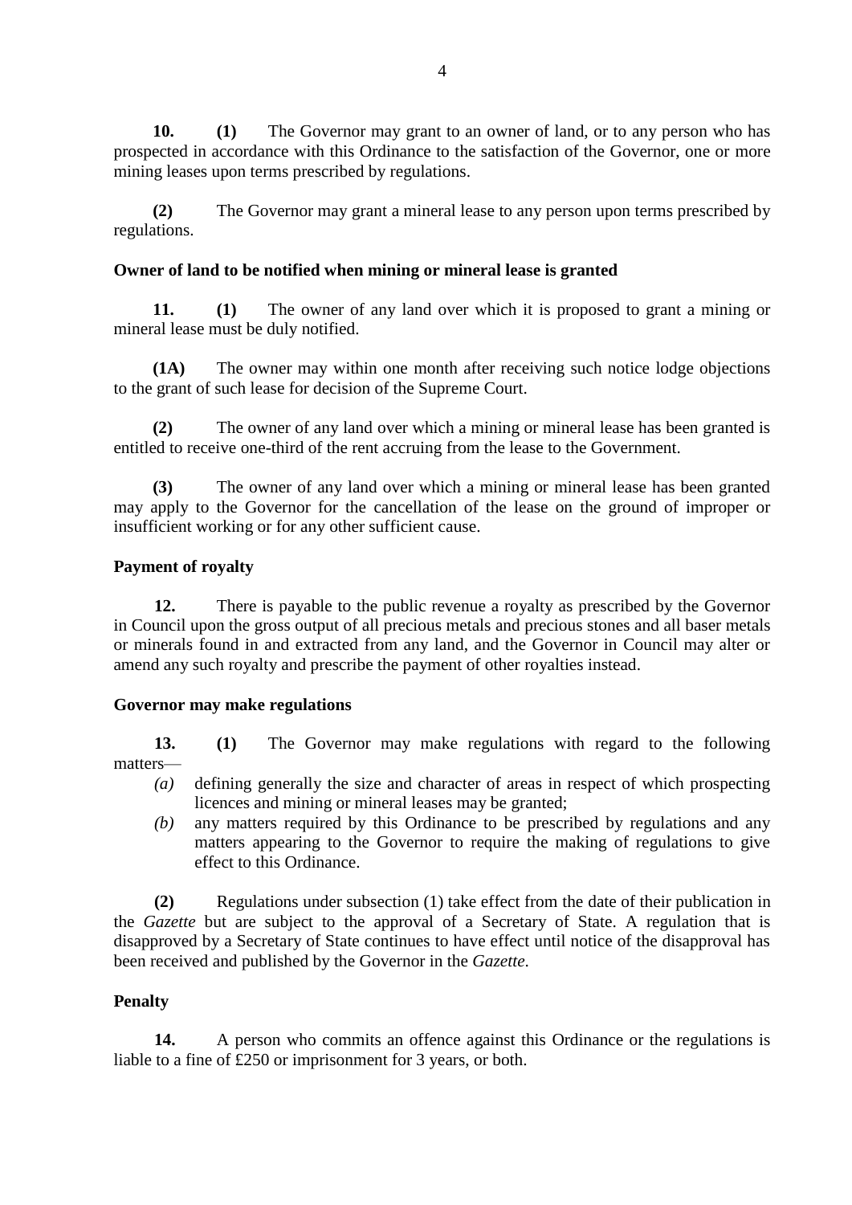**10.** **(1)** The Governor may grant to an owner of land, or to any person who has prospected in accordance with this Ordinance to the satisfaction of the Governor, one or more mining leases upon terms prescribed by regulations.

**(2)** The Governor may grant a mineral lease to any person upon terms prescribed by regulations.

**Owner of land to be notified when mining or mineral lease is granted**

**11.** **(1)** The owner of any land over which it is proposed to grant a mining or mineral lease must be duly notified.

**(1A)** The owner may within one month after receiving such notice lodge objections to the grant of such lease for decision of the Supreme Court.

**(2)** The owner of any land over which a mining or mineral lease has been granted is entitled to receive one-third of the rent accruing from the lease to the Government.

**(3)** The owner of any land over which a mining or mineral lease has been granted may apply to the Governor for the cancellation of the lease on the ground of improper or insufficient working or for any other sufficient cause.

**Payment of royalty**

**12.** There is payable to the public revenue a royalty as prescribed by the Governor in Council upon the gross output of all precious metals and precious stones and all baser metals or minerals found in and extracted from any land, and the Governor in Council may alter or amend any such royalty and prescribe the payment of other royalties instead.

**Governor may make regulations**

**13.** **(1)** The Governor may make regulations with regard to the following matters—

*(a)* defining generally the size and character of areas in respect of which prospecting licences and mining or mineral leases may be granted;

*(b)* any matters required by this Ordinance to be prescribed by regulations and any matters appearing to the Governor to require the making of regulations to give effect to this Ordinance.

**(2)** Regulations under subsection (1) take effect from the date of their publication in the *Gazette* but are subject to the approval of a Secretary of State. A regulation that is disapproved by a Secretary of State continues to have effect until notice of the disapproval has been received and published by the Governor in the *Gazette.*

**Penalty**

**14.** A person who commits an offence against this Ordinance or the regulations is liable to a fine of £250 or imprisonment for 3 years, or both.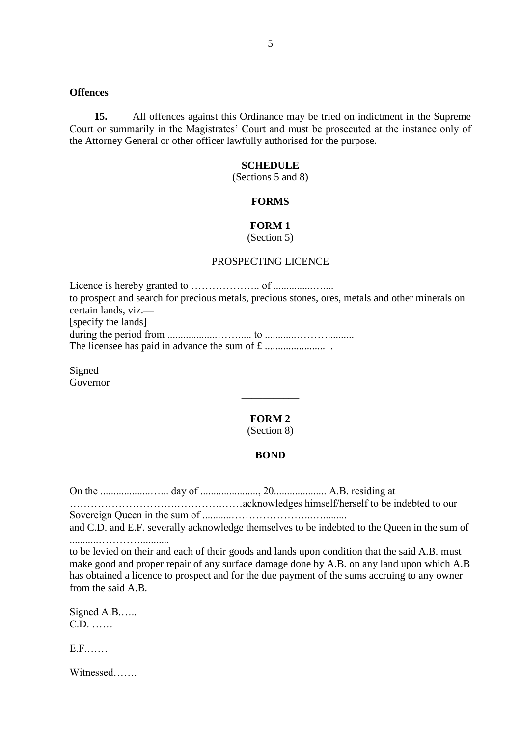**Offences**

**15.** All offences against this Ordinance may be tried on indictment in the Supreme Court or summarily in the Magistrates' Court and must be prosecuted at the instance only of the Attorney General or other officer lawfully authorised for the purpose.

**SCHEDULE**

(Sections 5 and 8)

**FORMS**

**FORM 1**

(Section 5)

PROSPECTING LICENCE

Licence is hereby granted to ……………….. of ...............…....
to prospect and search for precious metals, precious stones, ores, metals and other minerals on certain lands, viz.—
[specify the lands]
during the period from ..................……..... to ...........………..........
The licensee has paid in advance the sum of £ ....................... .

Signed
Governor

---

**FORM 2**

(Section 8)

**BOND**

On the ....................….. day of ......................, 20.................... A.B. residing at
…………………………….…………..……acknowledges himself/herself to be indebted to our Sovereign Queen in the sum of ...........…………………...….........
and C.D. and E.F. severally acknowledge themselves to be indebted to the Queen in the sum of ...........………….........
to be levied on their and each of their goods and lands upon condition that the said A.B. must make good and proper repair of any surface damage done by A.B. on any land upon which A.B has obtained a licence to prospect and for the due payment of the sums accruing to any owner from the said A.B.

Signed A.B.…..
C.D. ……

E.F.……

Witnessed…….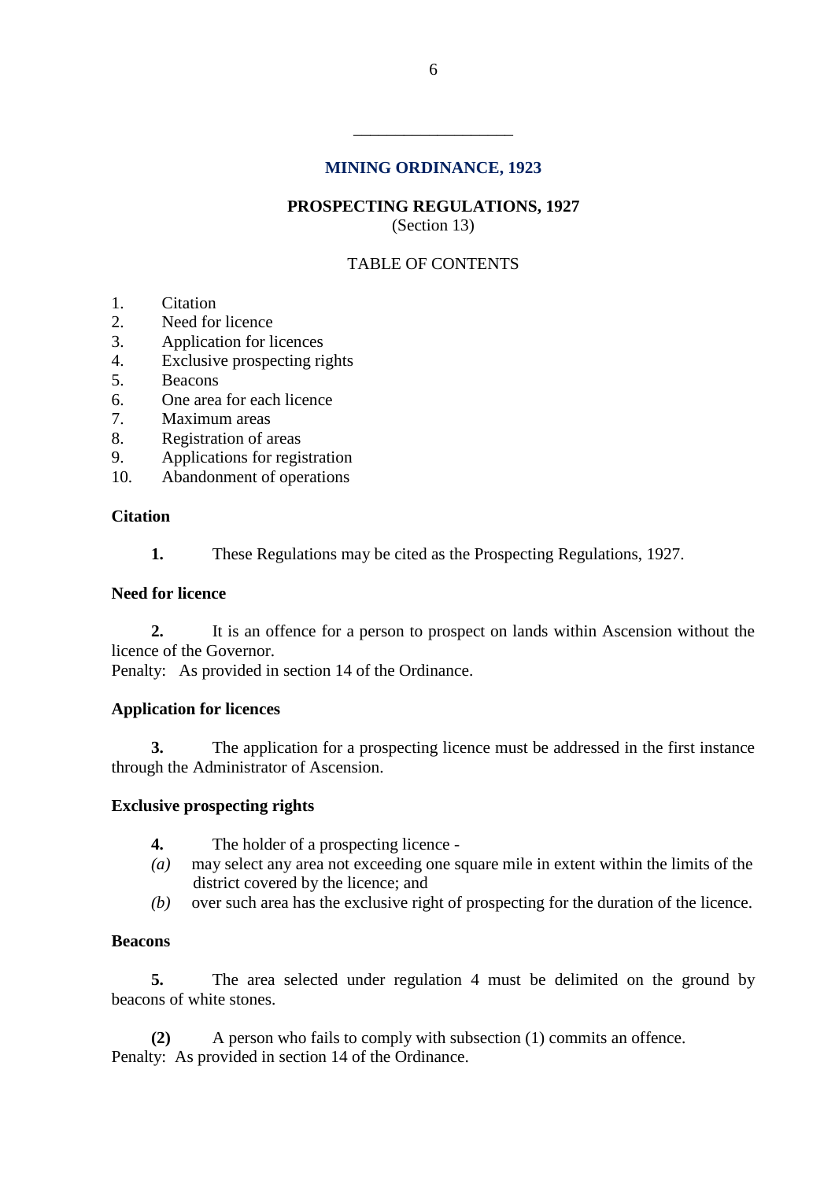---

## MINING ORDINANCE, 1923

### PROSPECTING REGULATIONS, 1927

(Section 13)

TABLE OF CONTENTS

1. Citation
2. Need for licence
3. Application for licences
4. Exclusive prospecting rights
5. Beacons
6. One area for each licence
7. Maximum areas
8. Registration of areas
9. Applications for registration
10. Abandonment of operations

**Citation**

**1.** These Regulations may be cited as the Prospecting Regulations, 1927.

**Need for licence**

**2.** It is an offence for a person to prospect on lands within Ascension without the licence of the Governor.
Penalty: As provided in section 14 of the Ordinance.

**Application for licences**

**3.** The application for a prospecting licence must be addressed in the first instance through the Administrator of Ascension.

**Exclusive prospecting rights**

**4.** The holder of a prospecting licence -

*(a)* may select any area not exceeding one square mile in extent within the limits of the district covered by the licence; and

*(b)* over such area has the exclusive right of prospecting for the duration of the licence.

**Beacons**

**5.** The area selected under regulation 4 must be delimited on the ground by beacons of white stones.

**(2)** A person who fails to comply with subsection (1) commits an offence.
Penalty: As provided in section 14 of the Ordinance.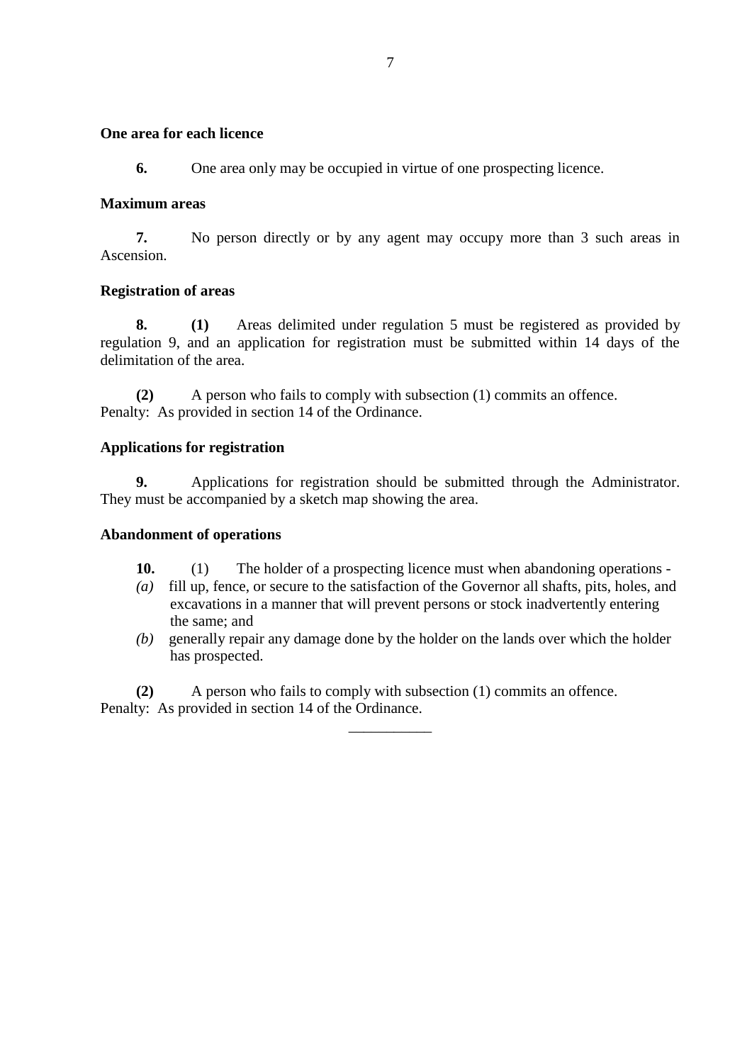**One area for each licence**

**6.** One area only may be occupied in virtue of one prospecting licence.

**Maximum areas**

**7.** No person directly or by any agent may occupy more than 3 such areas in Ascension.

**Registration of areas**

**8.** **(1)** Areas delimited under regulation 5 must be registered as provided by regulation 9, and an application for registration must be submitted within 14 days of the delimitation of the area.

**(2)** A person who fails to comply with subsection (1) commits an offence.
Penalty: As provided in section 14 of the Ordinance.

**Applications for registration**

**9.** Applications for registration should be submitted through the Administrator. They must be accompanied by a sketch map showing the area.

**Abandonment of operations**

**10.** (1) The holder of a prospecting licence must when abandoning operations -

*(a)* fill up, fence, or secure to the satisfaction of the Governor all shafts, pits, holes, and excavations in a manner that will prevent persons or stock inadvertently entering the same; and

*(b)* generally repair any damage done by the holder on the lands over which the holder has prospected.

**(2)** A person who fails to comply with subsection (1) commits an offence.
Penalty: As provided in section 14 of the Ordinance.

___________